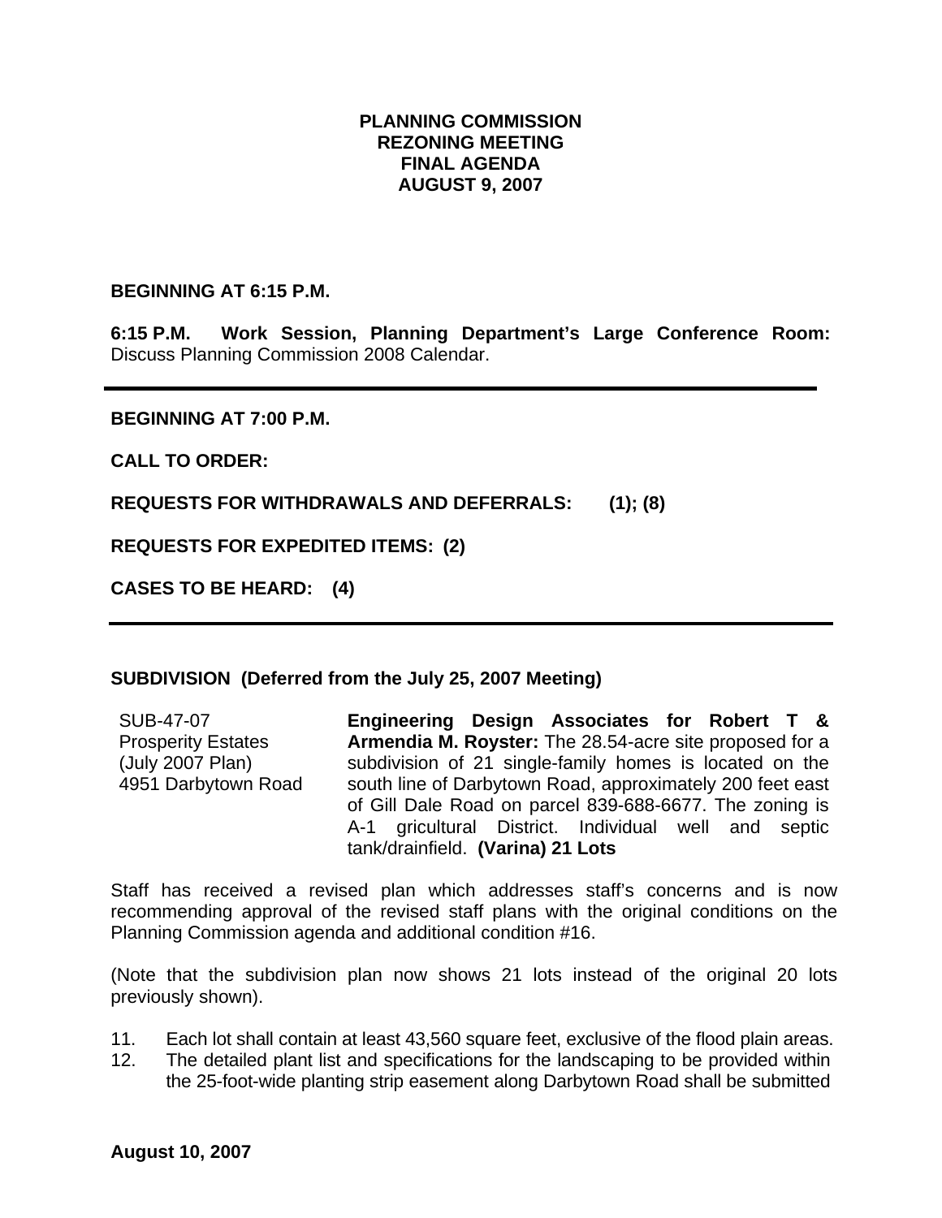**PLANNING COMMISSION**
**REZONING MEETING**
**FINAL AGENDA**
**AUGUST 9, 2007**

**BEGINNING AT 6:15 P.M.**

**6:15 P.M. Work Session, Planning Department's Large Conference Room:** Discuss Planning Commission 2008 Calendar.

---

**BEGINNING AT 7:00 P.M.**

**CALL TO ORDER:**

**REQUESTS FOR WITHDRAWALS AND DEFERRALS: (1); (8)**

**REQUESTS FOR EXPEDITED ITEMS: (2)**

**CASES TO BE HEARD: (4)**

---

**SUBDIVISION (Deferred from the July 25, 2007 Meeting)**

| | |
|---|---|
| SUB-47-07<br>Prosperity Estates<br>(July 2007 Plan)<br>4951 Darbytown Road | **Engineering Design Associates for Robert T & Armendia M. Royster:** The 28.54-acre site proposed for a subdivision of 21 single-family homes is located on the south line of Darbytown Road, approximately 200 feet east of Gill Dale Road on parcel 839-688-6677. The zoning is A-1 gricultural District. Individual well and septic tank/drainfield. **(Varina) 21 Lots** |

Staff has received a revised plan which addresses staff's concerns and is now recommending approval of the revised staff plans with the original conditions on the Planning Commission agenda and additional condition #16.

(Note that the subdivision plan now shows 21 lots instead of the original 20 lots previously shown).

11. Each lot shall contain at least 43,560 square feet, exclusive of the flood plain areas.
12. The detailed plant list and specifications for the landscaping to be provided within the 25-foot-wide planting strip easement along Darbytown Road shall be submitted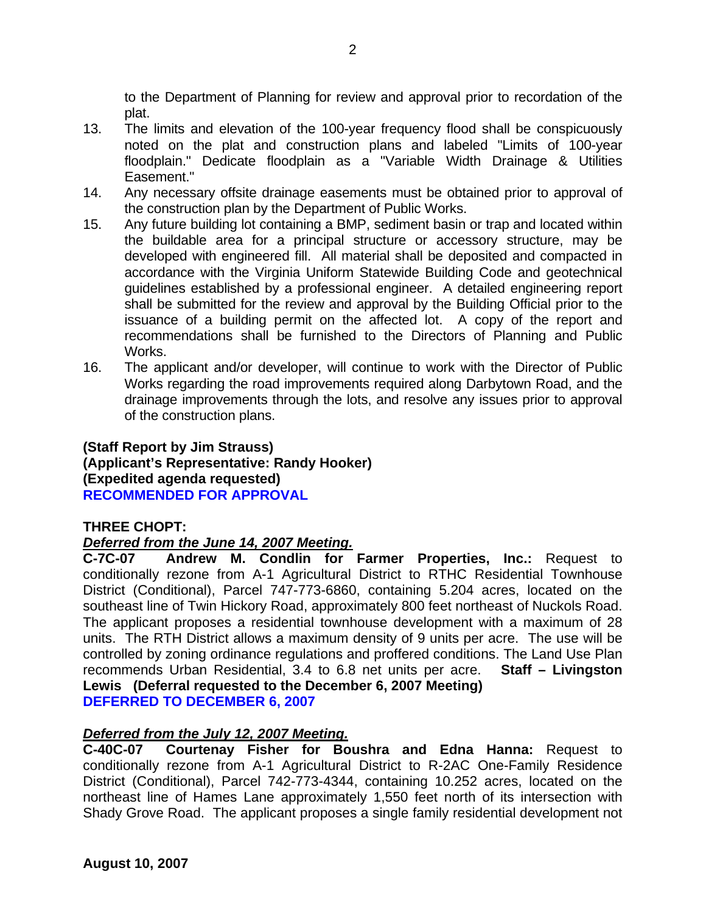to the Department of Planning for review and approval prior to recordation of the plat.

13. The limits and elevation of the 100-year frequency flood shall be conspicuously noted on the plat and construction plans and labeled "Limits of 100-year floodplain." Dedicate floodplain as a "Variable Width Drainage & Utilities Easement."
14. Any necessary offsite drainage easements must be obtained prior to approval of the construction plan by the Department of Public Works.
15. Any future building lot containing a BMP, sediment basin or trap and located within the buildable area for a principal structure or accessory structure, may be developed with engineered fill. All material shall be deposited and compacted in accordance with the Virginia Uniform Statewide Building Code and geotechnical guidelines established by a professional engineer. A detailed engineering report shall be submitted for the review and approval by the Building Official prior to the issuance of a building permit on the affected lot. A copy of the report and recommendations shall be furnished to the Directors of Planning and Public Works.
16. The applicant and/or developer, will continue to work with the Director of Public Works regarding the road improvements required along Darbytown Road, and the drainage improvements through the lots, and resolve any issues prior to approval of the construction plans.

**(Staff Report by Jim Strauss)**
**(Applicant's Representative: Randy Hooker)**
**(Expedited agenda requested)**
**RECOMMENDED FOR APPROVAL**

**THREE CHOPT:**

***Deferred from the June 14, 2007 Meeting.***

**C-7C-07 Andrew M. Condlin for Farmer Properties, Inc.:** Request to conditionally rezone from A-1 Agricultural District to RTHC Residential Townhouse District (Conditional), Parcel 747-773-6860, containing 5.204 acres, located on the southeast line of Twin Hickory Road, approximately 800 feet northeast of Nuckols Road. The applicant proposes a residential townhouse development with a maximum of 28 units. The RTH District allows a maximum density of 9 units per acre. The use will be controlled by zoning ordinance regulations and proffered conditions. The Land Use Plan recommends Urban Residential, 3.4 to 6.8 net units per acre. **Staff – Livingston Lewis (Deferral requested to the December 6, 2007 Meeting)**
**DEFERRED TO DECEMBER 6, 2007**

***Deferred from the July 12, 2007 Meeting.***

**C-40C-07 Courtenay Fisher for Boushra and Edna Hanna:** Request to conditionally rezone from A-1 Agricultural District to R-2AC One-Family Residence District (Conditional), Parcel 742-773-4344, containing 10.252 acres, located on the northeast line of Hames Lane approximately 1,550 feet north of its intersection with Shady Grove Road. The applicant proposes a single family residential development not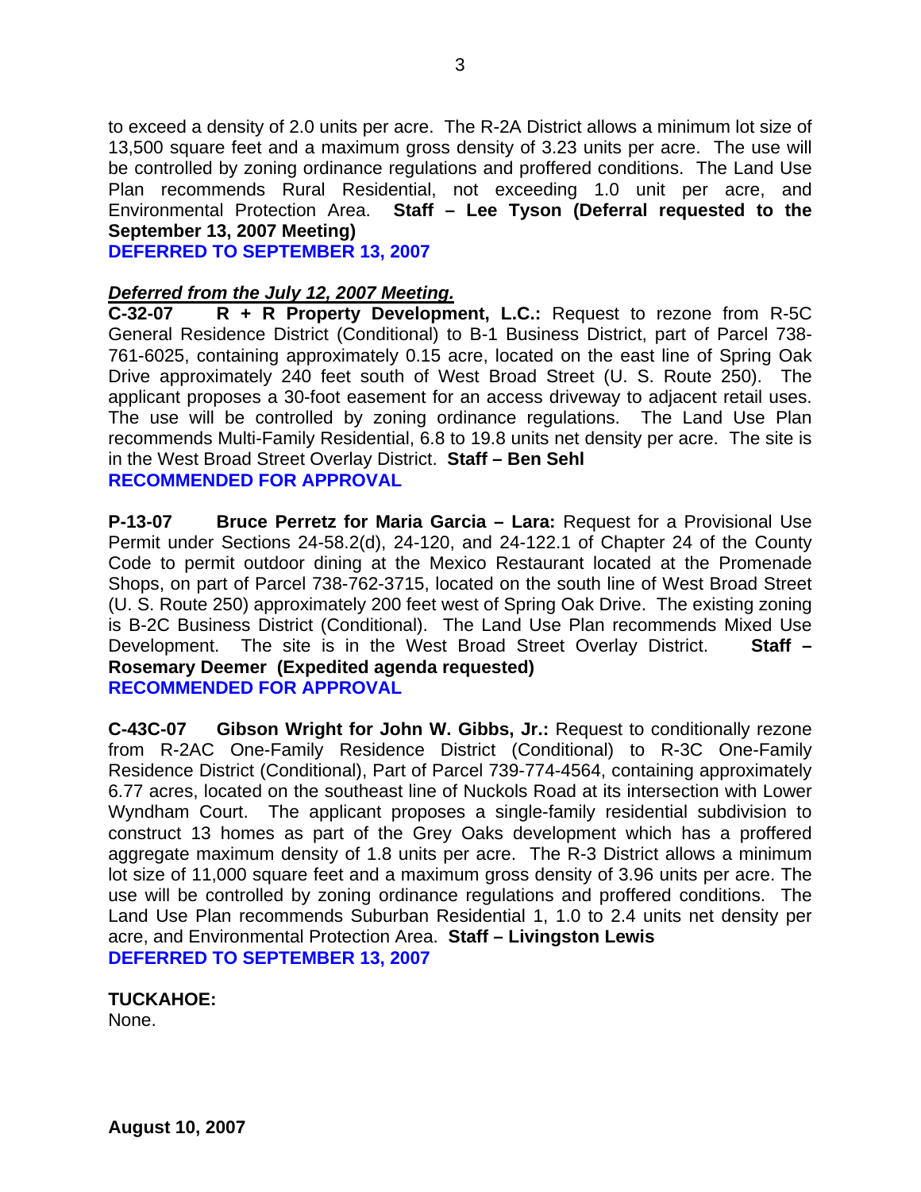to exceed a density of 2.0 units per acre. The R-2A District allows a minimum lot size of 13,500 square feet and a maximum gross density of 3.23 units per acre. The use will be controlled by zoning ordinance regulations and proffered conditions. The Land Use Plan recommends Rural Residential, not exceeding 1.0 unit per acre, and Environmental Protection Area. **Staff – Lee Tyson (Deferral requested to the September 13, 2007 Meeting)**
**DEFERRED TO SEPTEMBER 13, 2007**

***Deferred from the July 12, 2007 Meeting.***
**C-32-07 R + R Property Development, L.C.:** Request to rezone from R-5C General Residence District (Conditional) to B-1 Business District, part of Parcel 738-761-6025, containing approximately 0.15 acre, located on the east line of Spring Oak Drive approximately 240 feet south of West Broad Street (U. S. Route 250). The applicant proposes a 30-foot easement for an access driveway to adjacent retail uses. The use will be controlled by zoning ordinance regulations. The Land Use Plan recommends Multi-Family Residential, 6.8 to 19.8 units net density per acre. The site is in the West Broad Street Overlay District. **Staff – Ben Sehl**
**RECOMMENDED FOR APPROVAL**

**P-13-07 Bruce Perretz for Maria Garcia – Lara:** Request for a Provisional Use Permit under Sections 24-58.2(d), 24-120, and 24-122.1 of Chapter 24 of the County Code to permit outdoor dining at the Mexico Restaurant located at the Promenade Shops, on part of Parcel 738-762-3715, located on the south line of West Broad Street (U. S. Route 250) approximately 200 feet west of Spring Oak Drive. The existing zoning is B-2C Business District (Conditional). The Land Use Plan recommends Mixed Use Development. The site is in the West Broad Street Overlay District. **Staff – Rosemary Deemer (Expedited agenda requested)**
**RECOMMENDED FOR APPROVAL**

**C-43C-07 Gibson Wright for John W. Gibbs, Jr.:** Request to conditionally rezone from R-2AC One-Family Residence District (Conditional) to R-3C One-Family Residence District (Conditional), Part of Parcel 739-774-4564, containing approximately 6.77 acres, located on the southeast line of Nuckols Road at its intersection with Lower Wyndham Court. The applicant proposes a single-family residential subdivision to construct 13 homes as part of the Grey Oaks development which has a proffered aggregate maximum density of 1.8 units per acre. The R-3 District allows a minimum lot size of 11,000 square feet and a maximum gross density of 3.96 units per acre. The use will be controlled by zoning ordinance regulations and proffered conditions. The Land Use Plan recommends Suburban Residential 1, 1.0 to 2.4 units net density per acre, and Environmental Protection Area. **Staff – Livingston Lewis**
**DEFERRED TO SEPTEMBER 13, 2007**

**TUCKAHOE:**
None.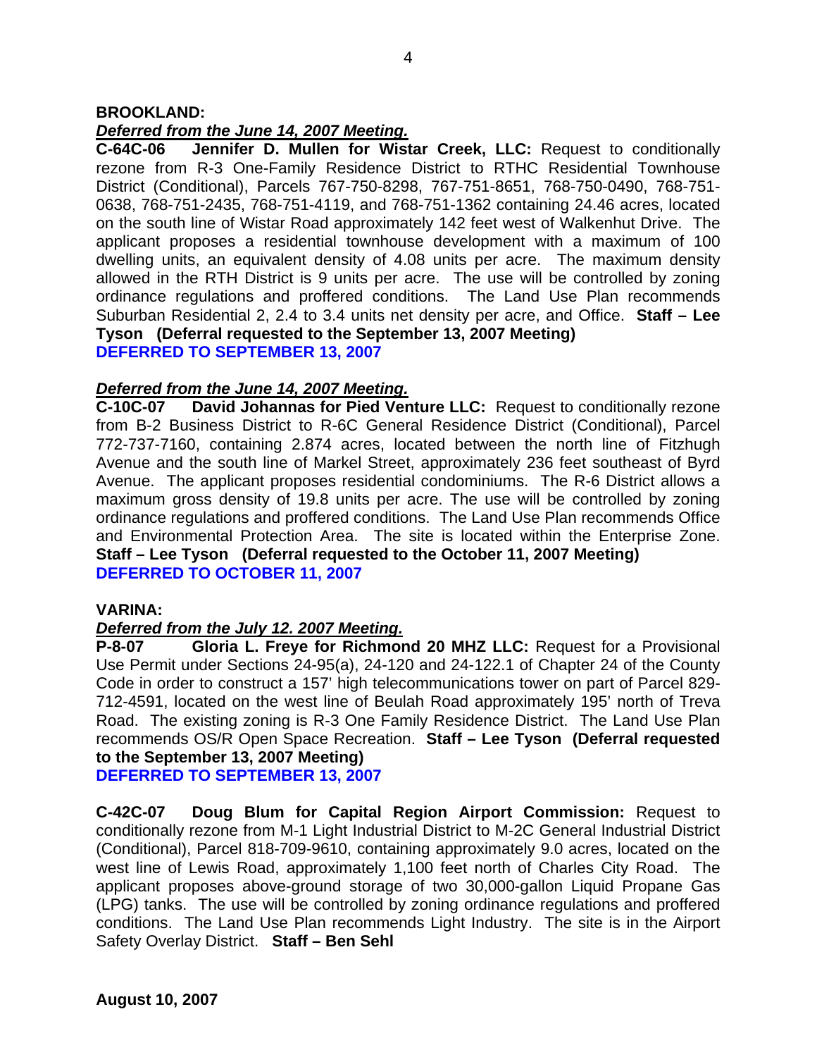**BROOKLAND:**

***Deferred from the June 14, 2007 Meeting.***

**C-64C-06 Jennifer D. Mullen for Wistar Creek, LLC:** Request to conditionally rezone from R-3 One-Family Residence District to RTHC Residential Townhouse District (Conditional), Parcels 767-750-8298, 767-751-8651, 768-750-0490, 768-751-0638, 768-751-2435, 768-751-4119, and 768-751-1362 containing 24.46 acres, located on the south line of Wistar Road approximately 142 feet west of Walkenhut Drive. The applicant proposes a residential townhouse development with a maximum of 100 dwelling units, an equivalent density of 4.08 units per acre. The maximum density allowed in the RTH District is 9 units per acre. The use will be controlled by zoning ordinance regulations and proffered conditions. The Land Use Plan recommends Suburban Residential 2, 2.4 to 3.4 units net density per acre, and Office. **Staff – Lee Tyson (Deferral requested to the September 13, 2007 Meeting)**

**DEFERRED TO SEPTEMBER 13, 2007**

***Deferred from the June 14, 2007 Meeting.***

**C-10C-07 David Johannas for Pied Venture LLC:** Request to conditionally rezone from B-2 Business District to R-6C General Residence District (Conditional), Parcel 772-737-7160, containing 2.874 acres, located between the north line of Fitzhugh Avenue and the south line of Markel Street, approximately 236 feet southeast of Byrd Avenue. The applicant proposes residential condominiums. The R-6 District allows a maximum gross density of 19.8 units per acre. The use will be controlled by zoning ordinance regulations and proffered conditions. The Land Use Plan recommends Office and Environmental Protection Area. The site is located within the Enterprise Zone. **Staff – Lee Tyson (Deferral requested to the October 11, 2007 Meeting)**

**DEFERRED TO OCTOBER 11, 2007**

**VARINA:**

***Deferred from the July 12. 2007 Meeting.***

**P-8-07 Gloria L. Freye for Richmond 20 MHZ LLC:** Request for a Provisional Use Permit under Sections 24-95(a), 24-120 and 24-122.1 of Chapter 24 of the County Code in order to construct a 157' high telecommunications tower on part of Parcel 829-712-4591, located on the west line of Beulah Road approximately 195' north of Treva Road. The existing zoning is R-3 One Family Residence District. The Land Use Plan recommends OS/R Open Space Recreation. **Staff – Lee Tyson (Deferral requested to the September 13, 2007 Meeting)**

**DEFERRED TO SEPTEMBER 13, 2007**

**C-42C-07 Doug Blum for Capital Region Airport Commission:** Request to conditionally rezone from M-1 Light Industrial District to M-2C General Industrial District (Conditional), Parcel 818-709-9610, containing approximately 9.0 acres, located on the west line of Lewis Road, approximately 1,100 feet north of Charles City Road. The applicant proposes above-ground storage of two 30,000-gallon Liquid Propane Gas (LPG) tanks. The use will be controlled by zoning ordinance regulations and proffered conditions. The Land Use Plan recommends Light Industry. The site is in the Airport Safety Overlay District. **Staff – Ben Sehl**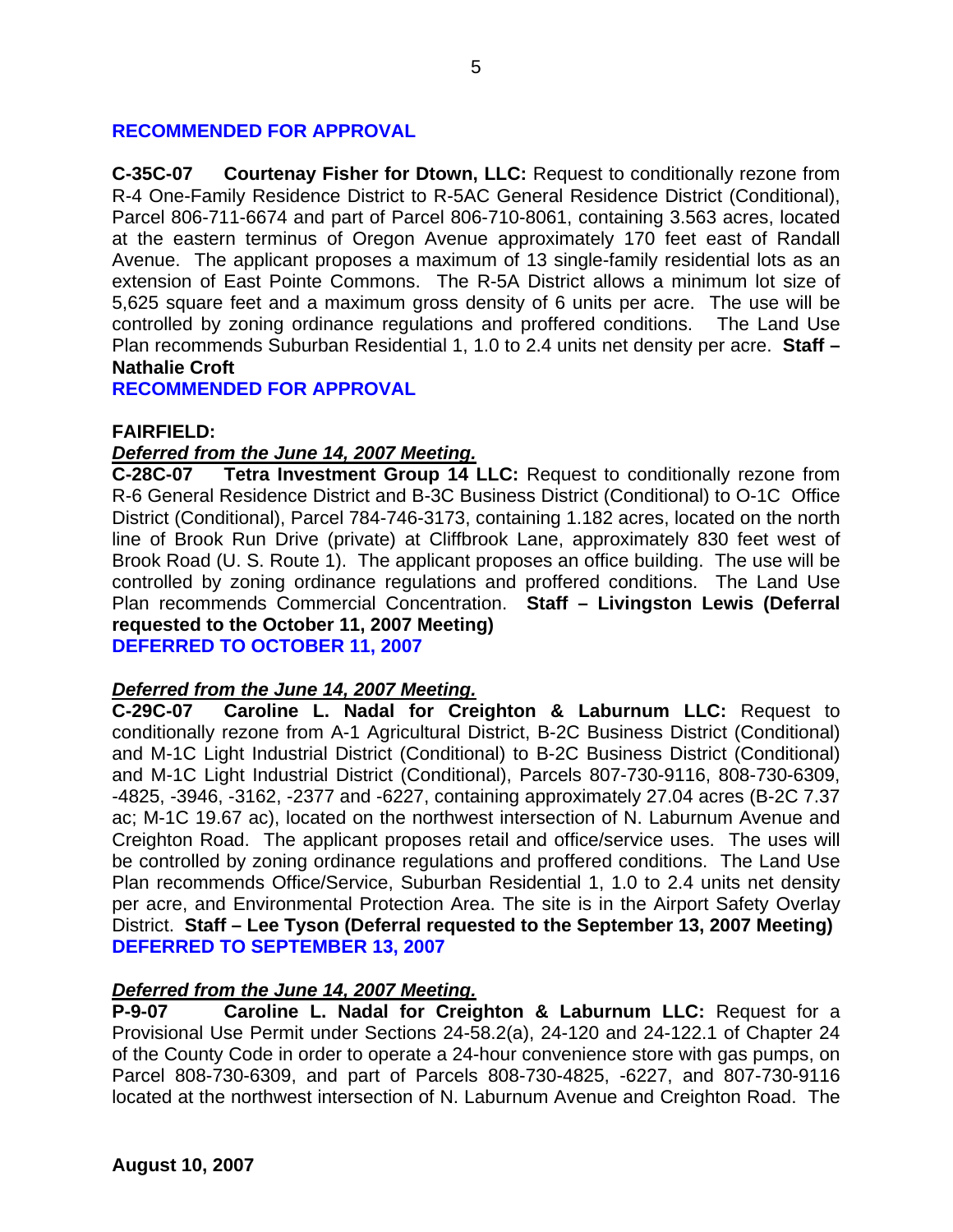**RECOMMENDED FOR APPROVAL**

**C-35C-07 Courtenay Fisher for Dtown, LLC:** Request to conditionally rezone from R-4 One-Family Residence District to R-5AC General Residence District (Conditional), Parcel 806-711-6674 and part of Parcel 806-710-8061, containing 3.563 acres, located at the eastern terminus of Oregon Avenue approximately 170 feet east of Randall Avenue. The applicant proposes a maximum of 13 single-family residential lots as an extension of East Pointe Commons. The R-5A District allows a minimum lot size of 5,625 square feet and a maximum gross density of 6 units per acre. The use will be controlled by zoning ordinance regulations and proffered conditions. The Land Use Plan recommends Suburban Residential 1, 1.0 to 2.4 units net density per acre. **Staff – Nathalie Croft**
**RECOMMENDED FOR APPROVAL**

**FAIRFIELD:**

***Deferred from the June 14, 2007 Meeting.***
**C-28C-07 Tetra Investment Group 14 LLC:** Request to conditionally rezone from R-6 General Residence District and B-3C Business District (Conditional) to O-1C Office District (Conditional), Parcel 784-746-3173, containing 1.182 acres, located on the north line of Brook Run Drive (private) at Cliffbrook Lane, approximately 830 feet west of Brook Road (U. S. Route 1). The applicant proposes an office building. The use will be controlled by zoning ordinance regulations and proffered conditions. The Land Use Plan recommends Commercial Concentration. **Staff – Livingston Lewis (Deferral requested to the October 11, 2007 Meeting)**
**DEFERRED TO OCTOBER 11, 2007**

***Deferred from the June 14, 2007 Meeting.***
**C-29C-07 Caroline L. Nadal for Creighton & Laburnum LLC:** Request to conditionally rezone from A-1 Agricultural District, B-2C Business District (Conditional) and M-1C Light Industrial District (Conditional) to B-2C Business District (Conditional) and M-1C Light Industrial District (Conditional), Parcels 807-730-9116, 808-730-6309, -4825, -3946, -3162, -2377 and -6227, containing approximately 27.04 acres (B-2C 7.37 ac; M-1C 19.67 ac), located on the northwest intersection of N. Laburnum Avenue and Creighton Road. The applicant proposes retail and office/service uses. The uses will be controlled by zoning ordinance regulations and proffered conditions. The Land Use Plan recommends Office/Service, Suburban Residential 1, 1.0 to 2.4 units net density per acre, and Environmental Protection Area. The site is in the Airport Safety Overlay District. **Staff – Lee Tyson (Deferral requested to the September 13, 2007 Meeting)**
**DEFERRED TO SEPTEMBER 13, 2007**

***Deferred from the June 14, 2007 Meeting.***
**P-9-07 Caroline L. Nadal for Creighton & Laburnum LLC:** Request for a Provisional Use Permit under Sections 24-58.2(a), 24-120 and 24-122.1 of Chapter 24 of the County Code in order to operate a 24-hour convenience store with gas pumps, on Parcel 808-730-6309, and part of Parcels 808-730-4825, -6227, and 807-730-9116 located at the northwest intersection of N. Laburnum Avenue and Creighton Road. The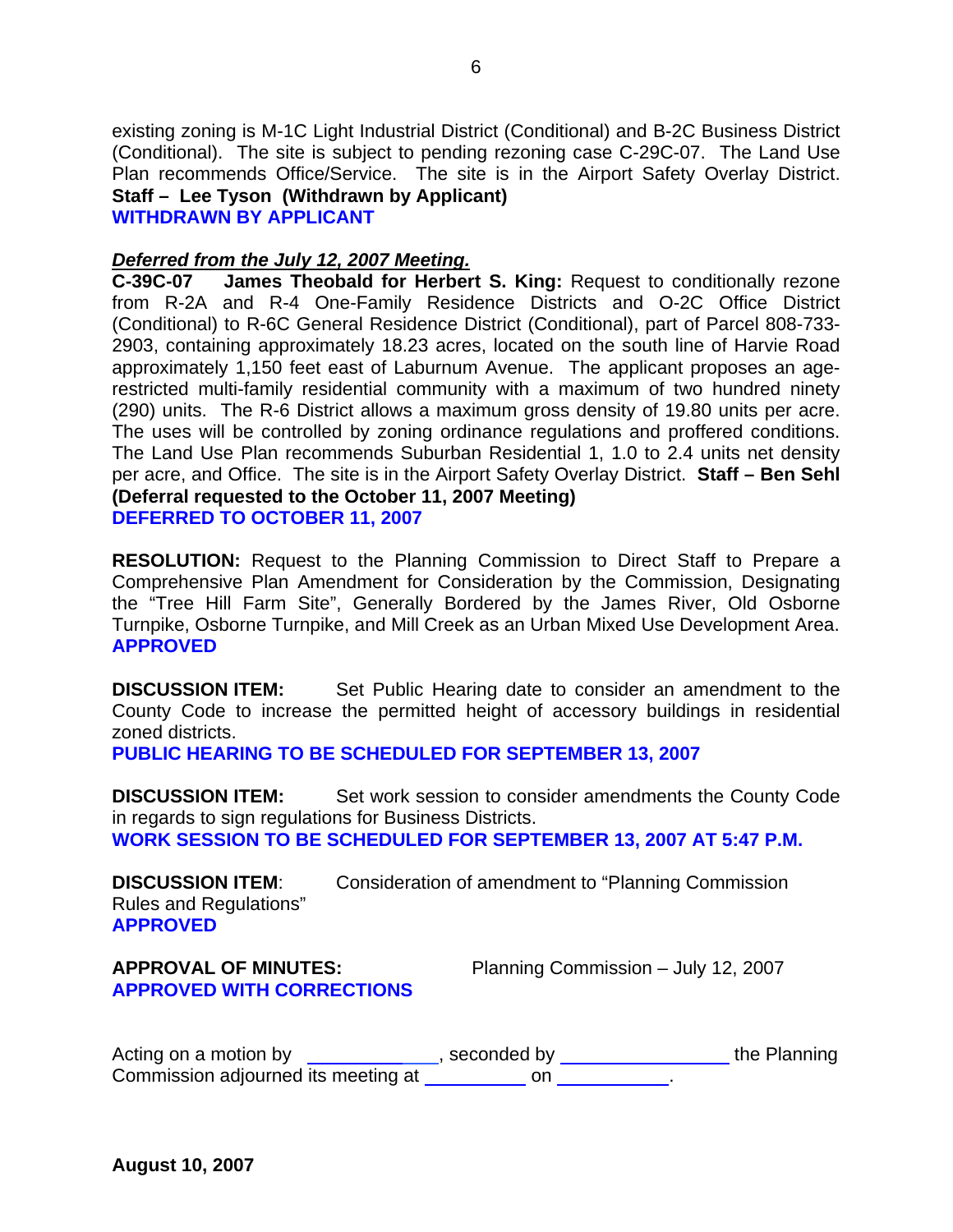existing zoning is M-1C Light Industrial District (Conditional) and B-2C Business District (Conditional). The site is subject to pending rezoning case C-29C-07. The Land Use Plan recommends Office/Service. The site is in the Airport Safety Overlay District. **Staff – Lee Tyson (Withdrawn by Applicant)**
**WITHDRAWN BY APPLICANT**

***Deferred from the July 12, 2007 Meeting.***
**C-39C-07 James Theobald for Herbert S. King:** Request to conditionally rezone from R-2A and R-4 One-Family Residence Districts and O-2C Office District (Conditional) to R-6C General Residence District (Conditional), part of Parcel 808-733-2903, containing approximately 18.23 acres, located on the south line of Harvie Road approximately 1,150 feet east of Laburnum Avenue. The applicant proposes an age-restricted multi-family residential community with a maximum of two hundred ninety (290) units. The R-6 District allows a maximum gross density of 19.80 units per acre. The uses will be controlled by zoning ordinance regulations and proffered conditions. The Land Use Plan recommends Suburban Residential 1, 1.0 to 2.4 units net density per acre, and Office. The site is in the Airport Safety Overlay District. **Staff – Ben Sehl (Deferral requested to the October 11, 2007 Meeting)**
**DEFERRED TO OCTOBER 11, 2007**

**RESOLUTION:** Request to the Planning Commission to Direct Staff to Prepare a Comprehensive Plan Amendment for Consideration by the Commission, Designating the "Tree Hill Farm Site", Generally Bordered by the James River, Old Osborne Turnpike, Osborne Turnpike, and Mill Creek as an Urban Mixed Use Development Area.
**APPROVED**

**DISCUSSION ITEM:** Set Public Hearing date to consider an amendment to the County Code to increase the permitted height of accessory buildings in residential zoned districts.
**PUBLIC HEARING TO BE SCHEDULED FOR SEPTEMBER 13, 2007**

**DISCUSSION ITEM:** Set work session to consider amendments the County Code in regards to sign regulations for Business Districts.
**WORK SESSION TO BE SCHEDULED FOR SEPTEMBER 13, 2007 AT 5:47 P.M.**

**DISCUSSION ITEM**: Consideration of amendment to "Planning Commission Rules and Regulations"
**APPROVED**

**APPROVAL OF MINUTES:** Planning Commission – July 12, 2007
**APPROVED WITH CORRECTIONS**

Acting on a motion by \_\_\_\_\_\_\_\_\_\_\_\_\_\_, seconded by \_\_\_\_\_\_\_\_\_\_\_\_\_\_\_\_\_\_ the Planning Commission adjourned its meeting at \_\_\_\_\_\_\_\_\_\_\_ on \_\_\_\_\_\_\_\_\_\_\_\_.

**August 10, 2007**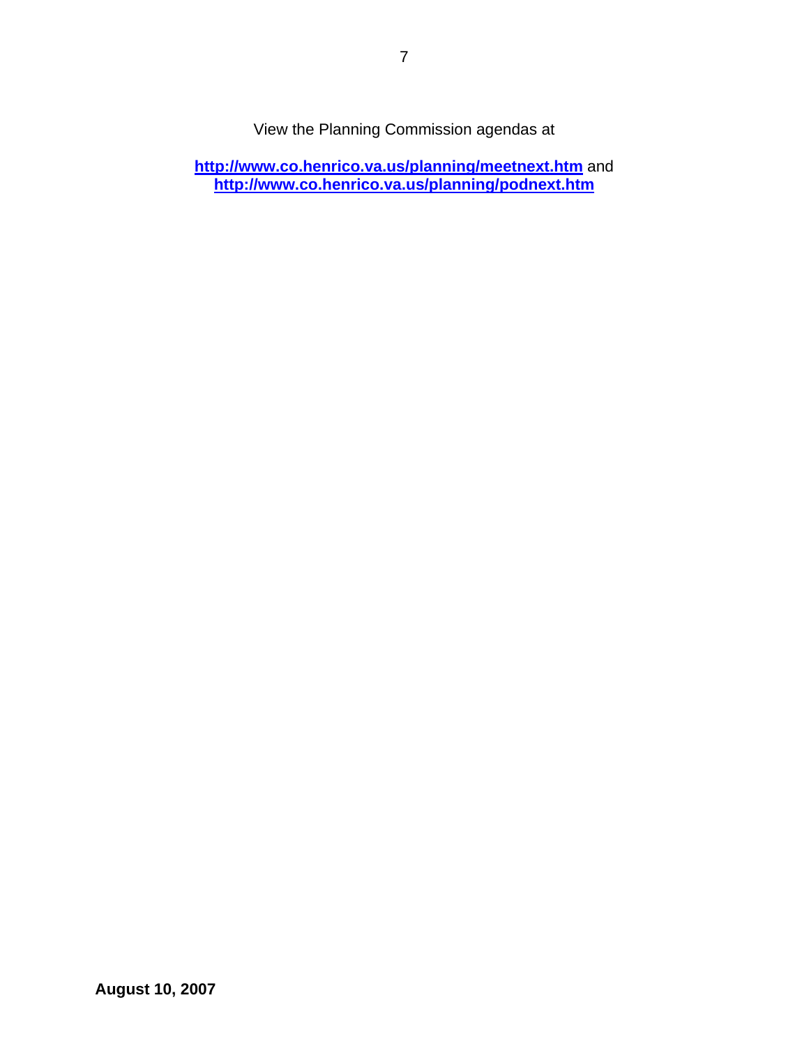View the Planning Commission agendas at

**http://www.co.henrico.va.us/planning/meetnext.htm** and **http://www.co.henrico.va.us/planning/podnext.htm**

**August 10, 2007**